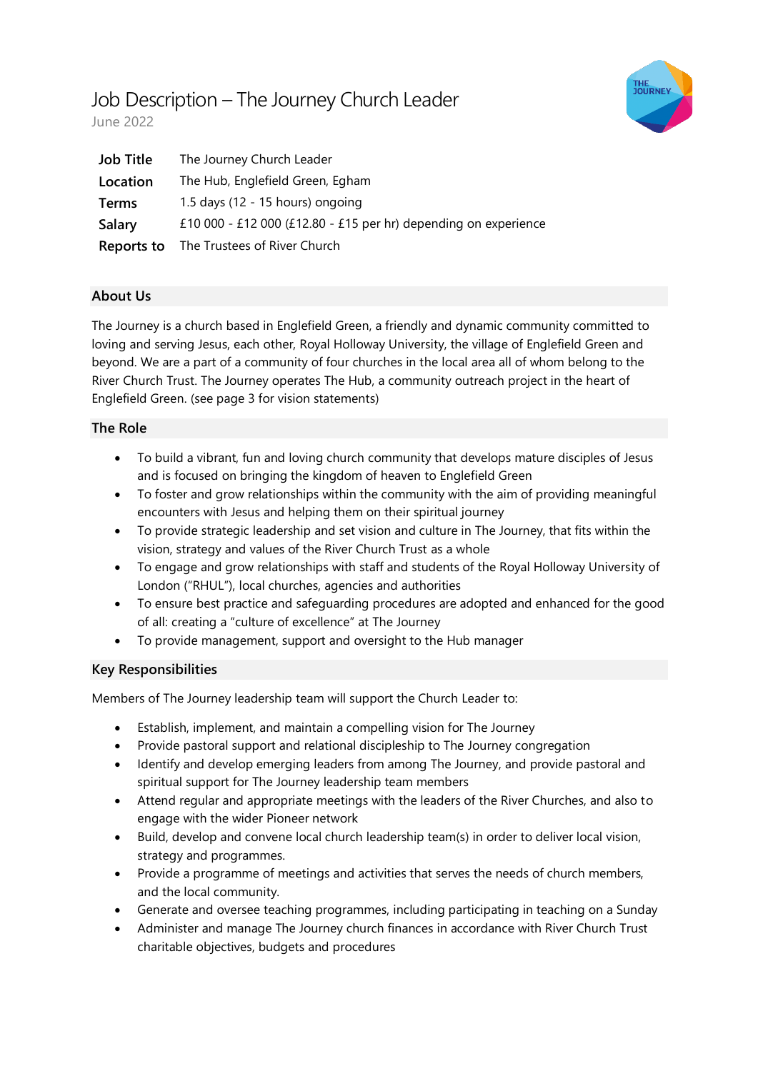# Job Description – The Journey Church Leader

June 2022

| | |
|---|---|
| **Job Title** | The Journey Church Leader |
| **Location** | The Hub, Englefield Green, Egham |
| **Terms** | 1.5 days (12 - 15 hours) ongoing |
| **Salary** | £10 000 - £12 000 (£12.80 - £15 per hr) depending on experience |
| **Reports to** | The Trustees of River Church |

## About Us

The Journey is a church based in Englefield Green, a friendly and dynamic community committed to loving and serving Jesus, each other, Royal Holloway University, the village of Englefield Green and beyond. We are a part of a community of four churches in the local area all of whom belong to the River Church Trust. The Journey operates The Hub, a community outreach project in the heart of Englefield Green. (see page 3 for vision statements)

## The Role

- To build a vibrant, fun and loving church community that develops mature disciples of Jesus and is focused on bringing the kingdom of heaven to Englefield Green
- To foster and grow relationships within the community with the aim of providing meaningful encounters with Jesus and helping them on their spiritual journey
- To provide strategic leadership and set vision and culture in The Journey, that fits within the vision, strategy and values of the River Church Trust as a whole
- To engage and grow relationships with staff and students of the Royal Holloway University of London ("RHUL"), local churches, agencies and authorities
- To ensure best practice and safeguarding procedures are adopted and enhanced for the good of all: creating a "culture of excellence" at The Journey
- To provide management, support and oversight to the Hub manager

## Key Responsibilities

Members of The Journey leadership team will support the Church Leader to:

- Establish, implement, and maintain a compelling vision for The Journey
- Provide pastoral support and relational discipleship to The Journey congregation
- Identify and develop emerging leaders from among The Journey, and provide pastoral and spiritual support for The Journey leadership team members
- Attend regular and appropriate meetings with the leaders of the River Churches, and also to engage with the wider Pioneer network
- Build, develop and convene local church leadership team(s) in order to deliver local vision, strategy and programmes.
- Provide a programme of meetings and activities that serves the needs of church members, and the local community.
- Generate and oversee teaching programmes, including participating in teaching on a Sunday
- Administer and manage The Journey church finances in accordance with River Church Trust charitable objectives, budgets and procedures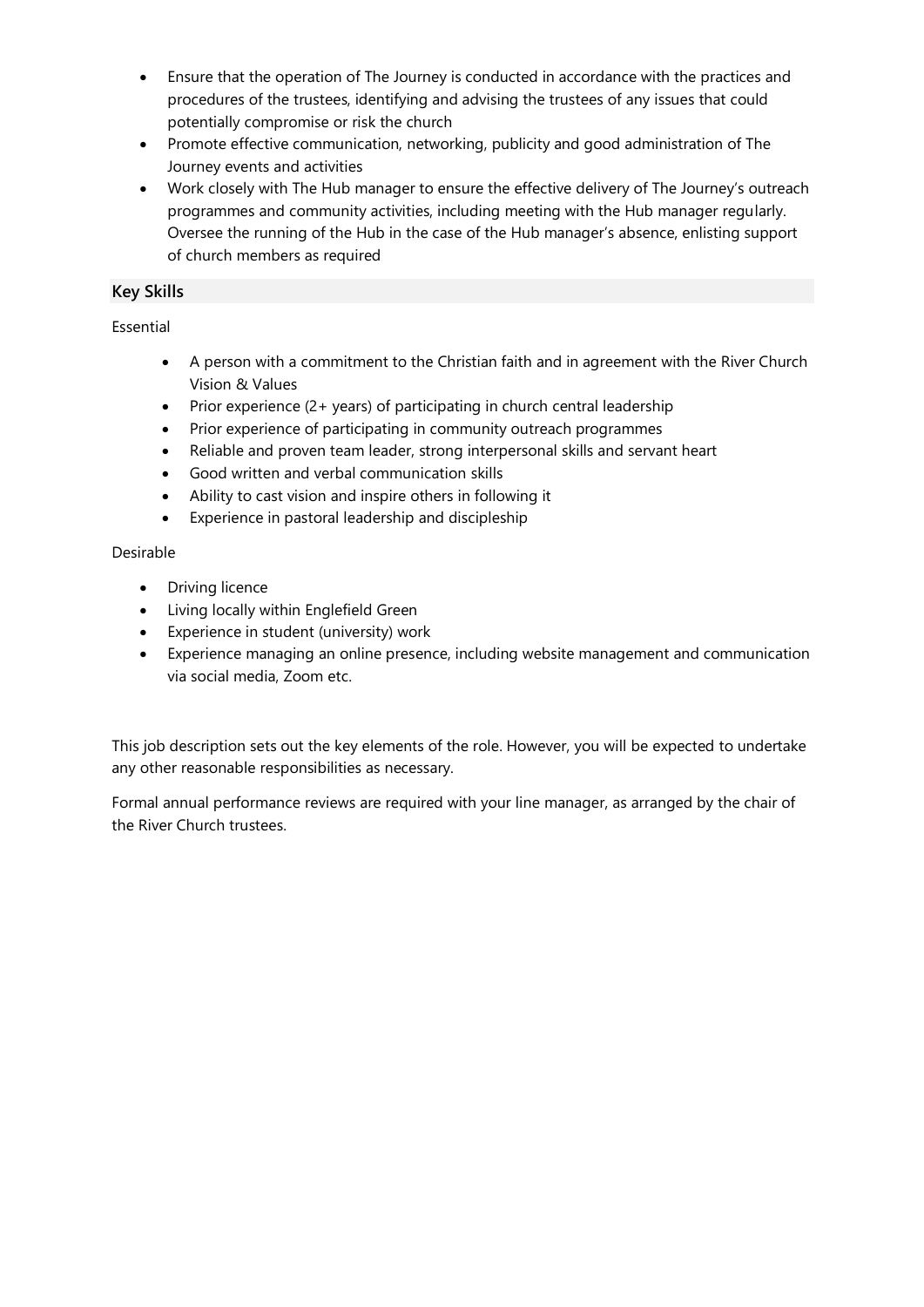- Ensure that the operation of The Journey is conducted in accordance with the practices and procedures of the trustees, identifying and advising the trustees of any issues that could potentially compromise or risk the church
- Promote effective communication, networking, publicity and good administration of The Journey events and activities
- Work closely with The Hub manager to ensure the effective delivery of The Journey's outreach programmes and community activities, including meeting with the Hub manager regularly. Oversee the running of the Hub in the case of the Hub manager's absence, enlisting support of church members as required

## Key Skills

Essential

- A person with a commitment to the Christian faith and in agreement with the River Church Vision & Values
- Prior experience (2+ years) of participating in church central leadership
- Prior experience of participating in community outreach programmes
- Reliable and proven team leader, strong interpersonal skills and servant heart
- Good written and verbal communication skills
- Ability to cast vision and inspire others in following it
- Experience in pastoral leadership and discipleship

Desirable

- Driving licence
- Living locally within Englefield Green
- Experience in student (university) work
- Experience managing an online presence, including website management and communication via social media, Zoom etc.

This job description sets out the key elements of the role. However, you will be expected to undertake any other reasonable responsibilities as necessary.

Formal annual performance reviews are required with your line manager, as arranged by the chair of the River Church trustees.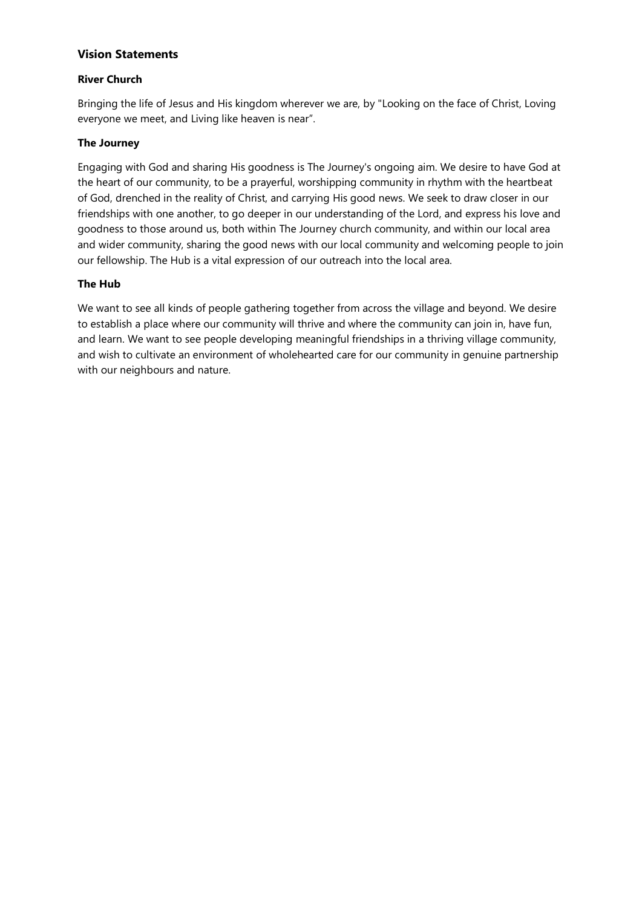## Vision Statements

### River Church

Bringing the life of Jesus and His kingdom wherever we are, by "Looking on the face of Christ, Loving everyone we meet, and Living like heaven is near".

### The Journey

Engaging with God and sharing His goodness is The Journey's ongoing aim. We desire to have God at the heart of our community, to be a prayerful, worshipping community in rhythm with the heartbeat of God, drenched in the reality of Christ, and carrying His good news. We seek to draw closer in our friendships with one another, to go deeper in our understanding of the Lord, and express his love and goodness to those around us, both within The Journey church community, and within our local area and wider community, sharing the good news with our local community and welcoming people to join our fellowship. The Hub is a vital expression of our outreach into the local area.

### The Hub

We want to see all kinds of people gathering together from across the village and beyond. We desire to establish a place where our community will thrive and where the community can join in, have fun, and learn. We want to see people developing meaningful friendships in a thriving village community, and wish to cultivate an environment of wholehearted care for our community in genuine partnership with our neighbours and nature.